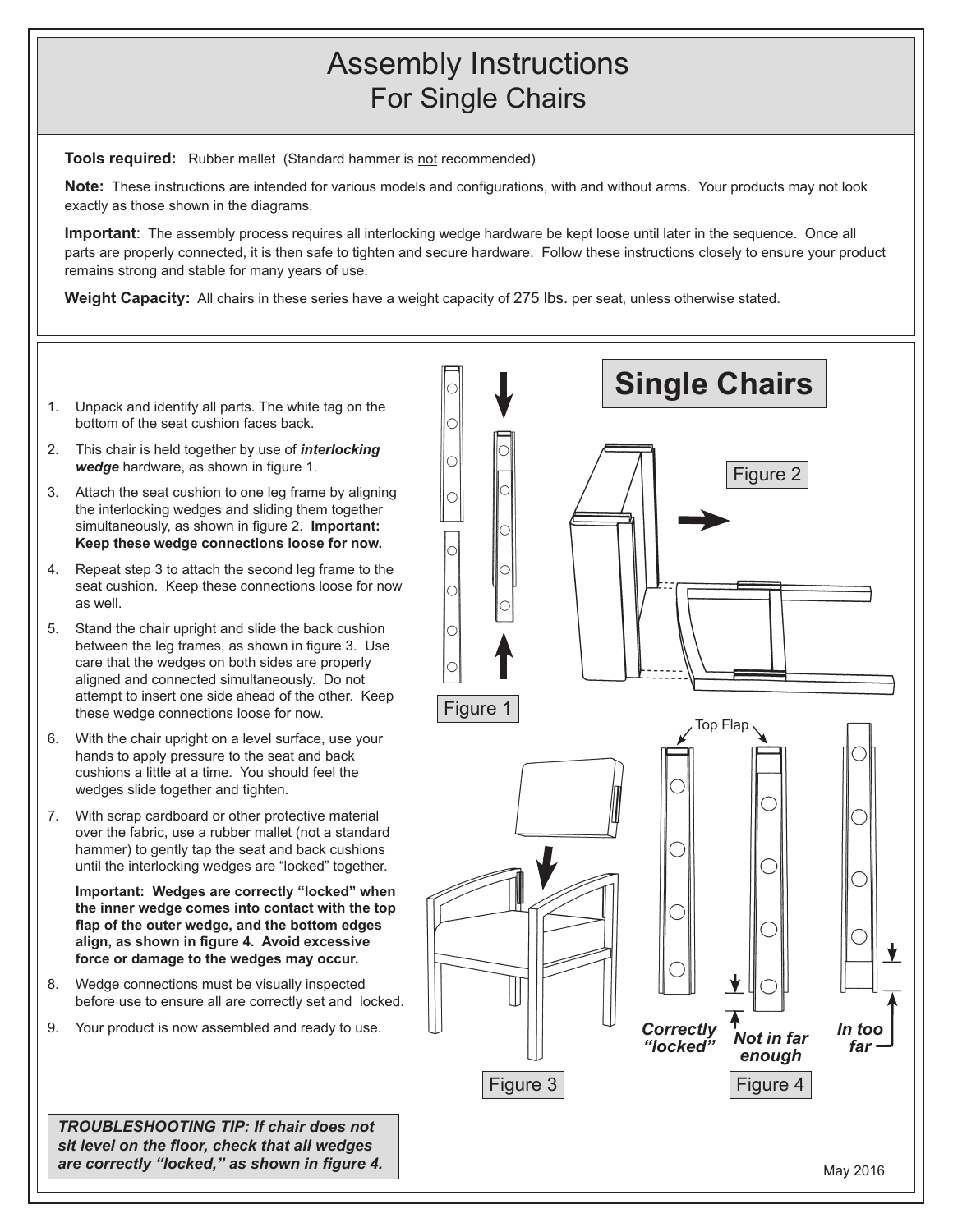# Assembly Instructions
## For Single Chairs

**Tools required:** Rubber mallet (Standard hammer is not recommended)

**Note:** These instructions are intended for various models and configurations, with and without arms. Your products may not look exactly as those shown in the diagrams.

**Important**: The assembly process requires all interlocking wedge hardware be kept loose until later in the sequence. Once all parts are properly connected, it is then safe to tighten and secure hardware. Follow these instructions closely to ensure your product remains strong and stable for many years of use.

**Weight Capacity:** All chairs in these series have a weight capacity of 275 lbs. per seat, unless otherwise stated.

## Single Chairs

1. Unpack and identify all parts. The white tag on the bottom of the seat cushion faces back.
2. This chair is held together by use of ***interlocking wedge*** hardware, as shown in figure 1.
3. Attach the seat cushion to one leg frame by aligning the interlocking wedges and sliding them together simultaneously, as shown in figure 2. **Important: Keep these wedge connections loose for now.**
4. Repeat step 3 to attach the second leg frame to the seat cushion. Keep these connections loose for now as well.
5. Stand the chair upright and slide the back cushion between the leg frames, as shown in figure 3. Use care that the wedges on both sides are properly aligned and connected simultaneously. Do not attempt to insert one side ahead of the other. Keep these wedge connections loose for now.
6. With the chair upright on a level surface, use your hands to apply pressure to the seat and back cushions a little at a time. You should feel the wedges slide together and tighten.
7. With scrap cardboard or other protective material over the fabric, use a rubber mallet (not a standard hammer) to gently tap the seat and back cushions until the interlocking wedges are "locked" together.

   **Important: Wedges are correctly "locked" when the inner wedge comes into contact with the top flap of the outer wedge, and the bottom edges align, as shown in figure 4. Avoid excessive force or damage to the wedges may occur.**
8. Wedge connections must be visually inspected before use to ensure all are correctly set and locked.
9. Your product is now assembled and ready to use.

Figure 1

Figure 2

Figure 3

Top Flap

***Correctly "locked"*** ***Not in far enough*** ***In too far***

Figure 4

***TROUBLESHOOTING TIP: If chair does not sit level on the floor, check that all wedges are correctly "locked," as shown in figure 4.***

May 2016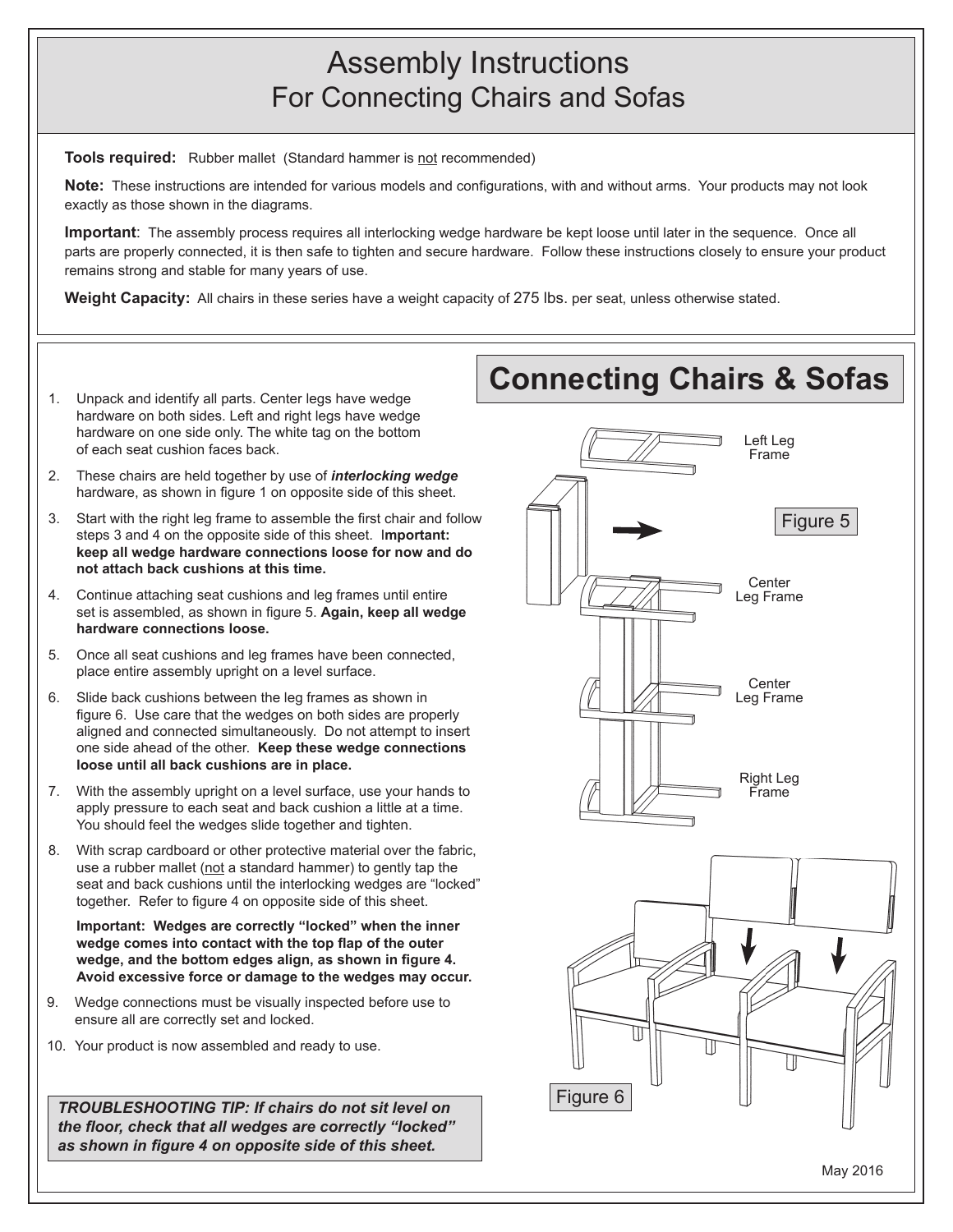# Assembly Instructions
## For Connecting Chairs and Sofas

**Tools required:** Rubber mallet (Standard hammer is not recommended)

**Note:** These instructions are intended for various models and configurations, with and without arms. Your products may not look exactly as those shown in the diagrams.

**Important**: The assembly process requires all interlocking wedge hardware be kept loose until later in the sequence. Once all parts are properly connected, it is then safe to tighten and secure hardware. Follow these instructions closely to ensure your product remains strong and stable for many years of use.

**Weight Capacity:** All chairs in these series have a weight capacity of 275 lbs. per seat, unless otherwise stated.

## Connecting Chairs & Sofas

1. Unpack and identify all parts. Center legs have wedge hardware on both sides. Left and right legs have wedge hardware on one side only. The white tag on the bottom of each seat cushion faces back.
2. These chairs are held together by use of ***interlocking wedge*** hardware, as shown in figure 1 on opposite side of this sheet.
3. Start with the right leg frame to assemble the first chair and follow steps 3 and 4 on the opposite side of this sheet. **Important: keep all wedge hardware connections loose for now and do not attach back cushions at this time.**
4. Continue attaching seat cushions and leg frames until entire set is assembled, as shown in figure 5. **Again, keep all wedge hardware connections loose.**
5. Once all seat cushions and leg frames have been connected, place entire assembly upright on a level surface.
6. Slide back cushions between the leg frames as shown in figure 6. Use care that the wedges on both sides are properly aligned and connected simultaneously. Do not attempt to insert one side ahead of the other. **Keep these wedge connections loose until all back cushions are in place.**
7. With the assembly upright on a level surface, use your hands to apply pressure to each seat and back cushion a little at a time. You should feel the wedges slide together and tighten.
8. With scrap cardboard or other protective material over the fabric, use a rubber mallet (not a standard hammer) to gently tap the seat and back cushions until the interlocking wedges are "locked" together. Refer to figure 4 on opposite side of this sheet.

   **Important: Wedges are correctly "locked" when the inner wedge comes into contact with the top flap of the outer wedge, and the bottom edges align, as shown in figure 4. Avoid excessive force or damage to the wedges may occur.**
9. Wedge connections must be visually inspected before use to ensure all are correctly set and locked.
10. Your product is now assembled and ready to use.

***TROUBLESHOOTING TIP: If chairs do not sit level on the floor, check that all wedges are correctly "locked" as shown in figure 4 on opposite side of this sheet.***

Left Leg Frame

Center Leg Frame

Center Leg Frame

Right Leg Frame

Figure 5

Figure 6

May 2016